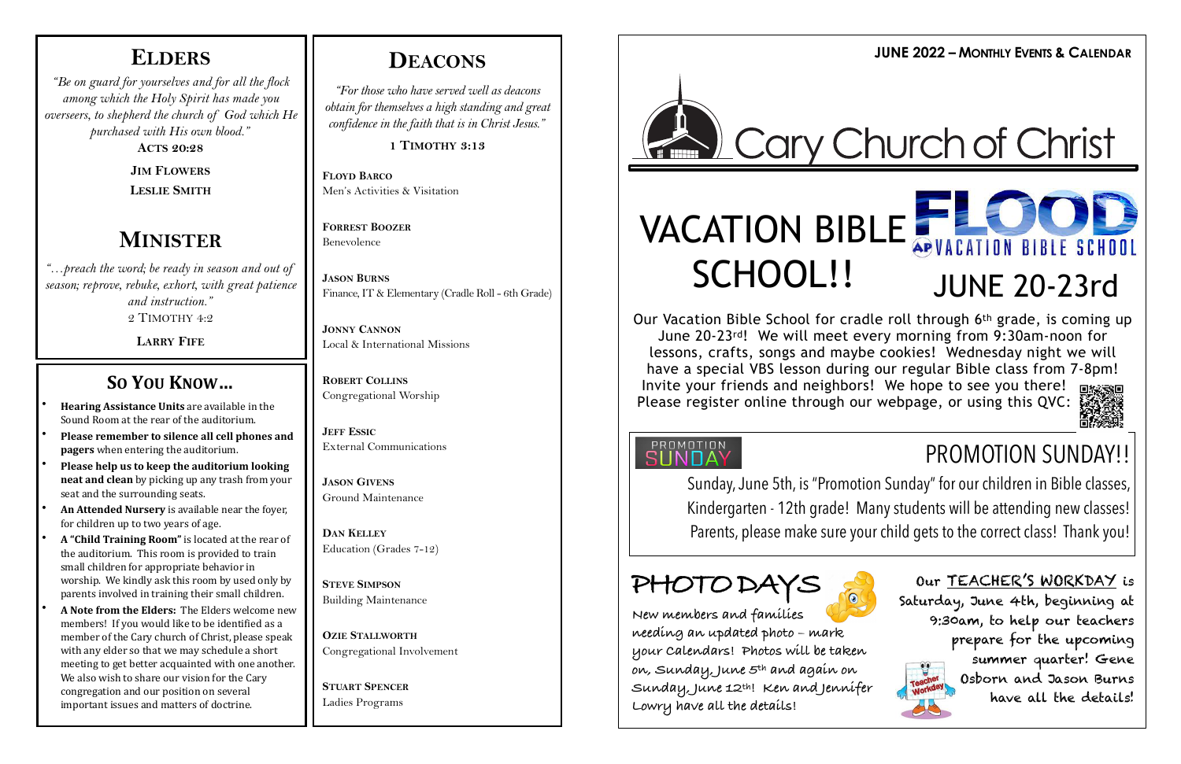# Elders

*"Be on guard for yourselves and for all the flock among which the Holy Spirit has made you overseers, to shepherd the church of God which He purchased with His own blood."*

**Acts 20:28**

**Jim Flowers**

**Leslie Smith**

# Minister

*"…preach the word; be ready in season and out of season; reprove, rebuke, exhort, with great patience and instruction."*

2 Timothy 4:2

**Larry Fife**

## So You Know…

- **Hearing Assistance Units** are available in the Sound Room at the rear of the auditorium.
- **Please remember to silence all cell phones and pagers** when entering the auditorium.
- **Please help us to keep the auditorium looking neat and clean** by picking up any trash from your seat and the surrounding seats.
- **An Attended Nursery** is available near the foyer, for children up to two years of age.
- **A "Child Training Room"** is located at the rear of the auditorium. This room is provided to train small children for appropriate behavior in worship. We kindly ask this room by used only by parents involved in training their small children.
- **A Note from the Elders:** The Elders welcome new members! If you would like to be identified as a member of the Cary church of Christ, please speak with any elder so that we may schedule a short meeting to get better acquainted with one another. We also wish to share our vision for the Cary congregation and our position on several important issues and matters of doctrine.

# Deacons

*"For those who have served well as deacons obtain for themselves a high standing and great confidence in the faith that is in Christ Jesus."*

**1 Timothy 3:13**

**Floyd Barco**
Men's Activities & Visitation

**Forrest Boozer**
Benevolence

**Jason Burns**
Finance, IT & Elementary (Cradle Roll - 6th Grade)

**Jonny Cannon**
Local & International Missions

**Robert Collins**
Congregational Worship

**Jeff Essic**
External Communications

**Jason Givens**
Ground Maintenance

**Dan Kelley**
Education (Grades 7-12)

**Steve Simpson**
Building Maintenance

**Ozie Stallworth**
Congregational Involvement

**Stuart Spencer**
Ladies Programs

**JUNE 2022 – Monthly Events & Calendar**

# Cary Church of Christ

## VACATION BIBLE SCHOOL!!

FLOOD — VACATION BIBLE SCHOOL

## JUNE 20-23rd

Our Vacation Bible School for cradle roll through 6th grade, is coming up June 20-23rd! We will meet every morning from 9:30am-noon for lessons, crafts, songs and maybe cookies! Wednesday night we will have a special VBS lesson during our regular Bible class from 7-8pm! Invite your friends and neighbors! We hope to see you there! Please register online through our webpage, or using this QVC:

## PROMOTION SUNDAY!!

Sunday, June 5th, is "Promotion Sunday" for our children in Bible classes, Kindergarten - 12th grade! Many students will be attending new classes! Parents, please make sure your child gets to the correct class! Thank you!

## PHOTO DAYS

New members and families needing an updated photo – mark your calendars! Photos will be taken on, Sunday, June 5th and again on Sunday, June 12th! Ken and Jennifer Lowry have all the details!

Our TEACHER'S WORKDAY is Saturday, June 4th, beginning at 9:30am, to help our teachers prepare for the upcoming summer quarter! Gene Osborn and Jason Burns have all the details!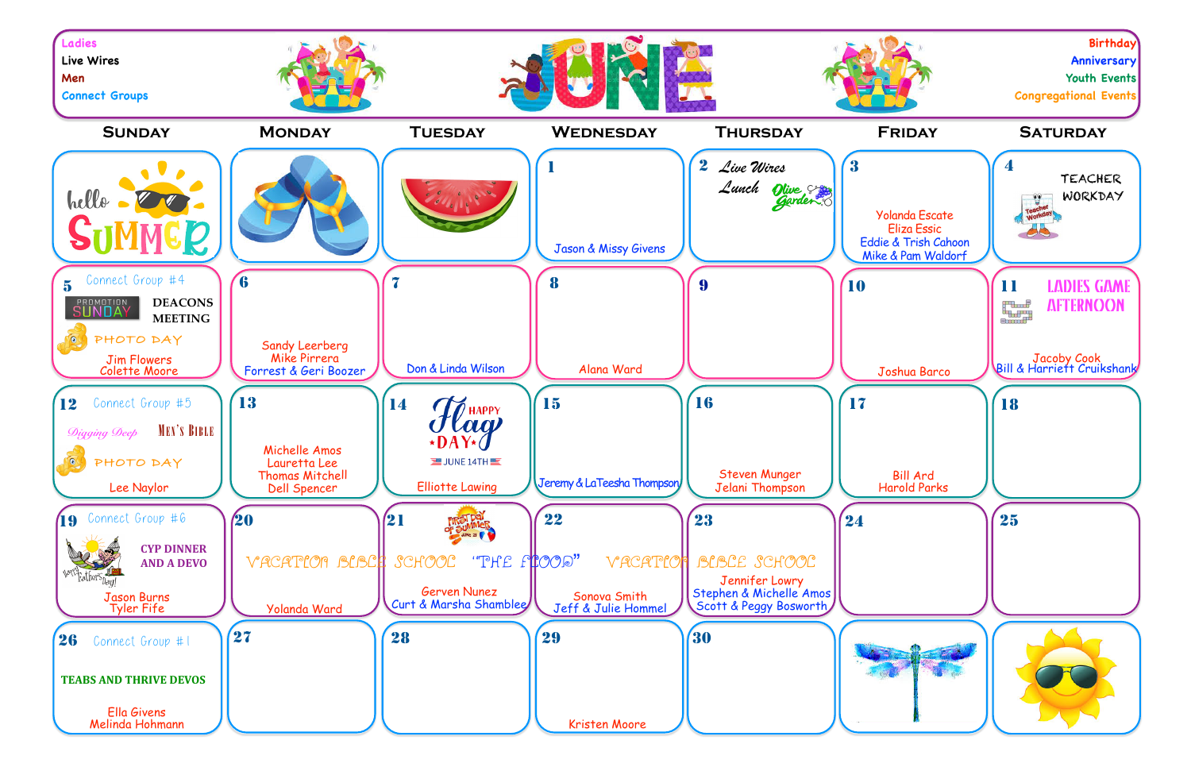# JUNE

Ladies
Live Wires
Men
Connect Groups

Birthday
Anniversary
Youth Events
Congregational Events

| Sunday | Monday | Tuesday | Wednesday | Thursday | Friday | Saturday |
|---|---|---|---|---|---|---|
| hello SUMMER | | | 1 Jason & Missy Givens | 2 Live Wires Lunch Olive Garden | 3 Yolanda Escate, Eliza Essic, Eddie & Trish Cahoon, Mike & Pam Waldorf | 4 TEACHER WORKDAY |
| 5 Connect Group #4, PROMOTION SUNDAY, DEACONS MEETING, PHOTO DAY, Jim Flowers, Colette Moore | 6 Sandy Leerberg, Mike Pirrera, Forrest & Geri Boozer | 7 Don & Linda Wilson | 8 Alana Ward | 9 | 10 Joshua Barco | 11 LADIES GAME AFTERNOON, Jacoby Cook, Bill & Harriett Cruikshank |
| 12 Connect Group #5, Digging Deep MEN'S BIBLE, PHOTO DAY, Lee Naylor | 13 Michelle Amos, Lauretta Lee, Thomas Mitchell, Dell Spencer | 14 HAPPY Flag DAY JUNE 14TH, Elliotte Lawing | 15 Jeremy & LaTeesha Thompson | 16 Steven Munger, Jelani Thompson | 17 Bill Ard, Harold Parks | 18 |
| 19 Connect Group #6, Happy Father's Day!, CYP DINNER AND A DEVO, Jason Burns, Tyler Fife | 20 VACATION BIBLE SCHOOL "THE FLOOD", Yolanda Ward | 21 First Day of Summer, VACATION BIBLE SCHOOL "THE FLOOD", Gerven Nunez, Curt & Marsha Shamblee | 22 VACATION BIBLE SCHOOL "THE FLOOD", Sonova Smith, Jeff & Julie Hommel | 23 VACATION BIBLE SCHOOL "THE FLOOD", Jennifer Lowry, Stephen & Michelle Amos, Scott & Peggy Bosworth | 24 | 25 |
| 26 Connect Group #1, TEABS AND THRIVE DEVOS, Ella Givens, Melinda Hohmann | 27 | 28 | 29 Kristen Moore | 30 | | |